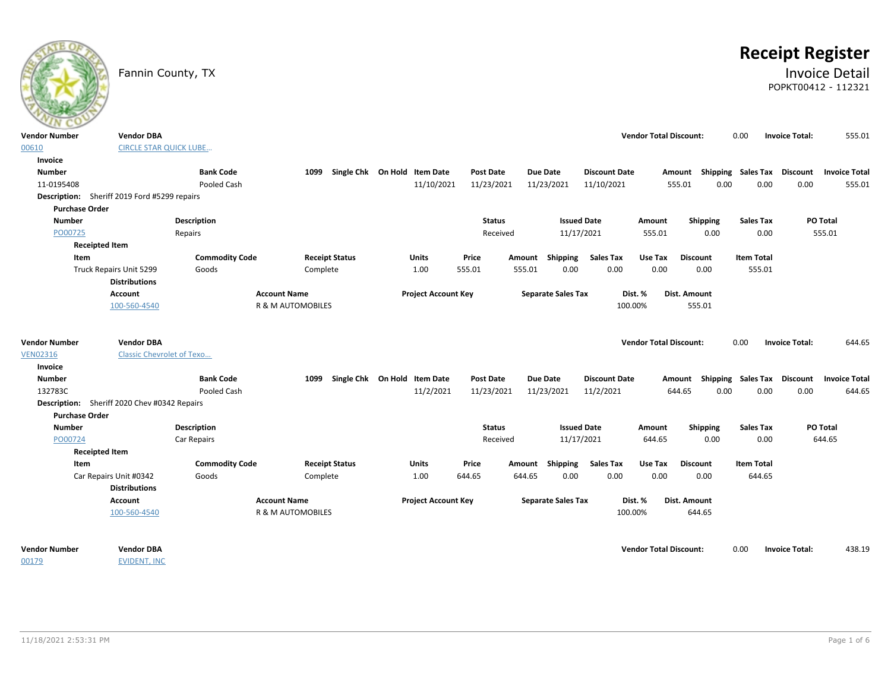# Receipt Register

Fannin County, TX

## Invoice Detail

POPKT00412 - 112321

| Vendor Number | Vendor DBA | Vendor Total Discount: | Invoice Total: |
|---|---|---|---|
| 00610 | CIRCLE STAR QUICK LUBE... | 0.00 | 555.01 |

**Invoice**

| Number | Bank Code | 1099 | Single Chk | On Hold | Item Date | Post Date | Due Date | Discount Date | Amount | Shipping | Sales Tax | Discount | Invoice Total |
|---|---|---|---|---|---|---|---|---|---|---|---|---|---|
| 11-0195408 | Pooled Cash | | | | 11/10/2021 | 11/23/2021 | 11/23/2021 | 11/10/2021 | 555.01 | 0.00 | 0.00 | 0.00 | 555.01 |

**Description:** Sheriff 2019 Ford #5299 repairs

**Purchase Order**

| Number | Description | Status | Issued Date | Amount | Shipping | Sales Tax | PO Total |
|---|---|---|---|---|---|---|---|
| PO00725 | Repairs | Received | 11/17/2021 | 555.01 | 0.00 | 0.00 | 555.01 |

**Receipted Item**

| Item | Commodity Code | Receipt Status | Units | Price | Amount | Shipping | Sales Tax | Use Tax | Discount | Item Total |
|---|---|---|---|---|---|---|---|---|---|---|
| Truck Repairs Unit 5299 | Goods | Complete | 1.00 | 555.01 | 555.01 | 0.00 | 0.00 | 0.00 | 0.00 | 555.01 |

**Distributions**

| Account | Account Name | Project Account Key | Separate Sales Tax | Dist. % | Dist. Amount |
|---|---|---|---|---|---|
| 100-560-4540 | R & M AUTOMOBILES | | | 100.00% | 555.01 |

| Vendor Number | Vendor DBA | Vendor Total Discount: | Invoice Total: |
|---|---|---|---|
| VEN02316 | Classic Chevrolet of Texo... | 0.00 | 644.65 |

**Invoice**

| Number | Bank Code | 1099 | Single Chk | On Hold | Item Date | Post Date | Due Date | Discount Date | Amount | Shipping | Sales Tax | Discount | Invoice Total |
|---|---|---|---|---|---|---|---|---|---|---|---|---|---|
| 132783C | Pooled Cash | | | | 11/2/2021 | 11/23/2021 | 11/23/2021 | 11/2/2021 | 644.65 | 0.00 | 0.00 | 0.00 | 644.65 |

**Description:** Sheriff 2020 Chev #0342 Repairs

**Purchase Order**

| Number | Description | Status | Issued Date | Amount | Shipping | Sales Tax | PO Total |
|---|---|---|---|---|---|---|---|
| PO00724 | Car Repairs | Received | 11/17/2021 | 644.65 | 0.00 | 0.00 | 644.65 |

**Receipted Item**

| Item | Commodity Code | Receipt Status | Units | Price | Amount | Shipping | Sales Tax | Use Tax | Discount | Item Total |
|---|---|---|---|---|---|---|---|---|---|---|
| Car Repairs Unit #0342 | Goods | Complete | 1.00 | 644.65 | 644.65 | 0.00 | 0.00 | 0.00 | 0.00 | 644.65 |

**Distributions**

| Account | Account Name | Project Account Key | Separate Sales Tax | Dist. % | Dist. Amount |
|---|---|---|---|---|---|
| 100-560-4540 | R & M AUTOMOBILES | | | 100.00% | 644.65 |

| Vendor Number | Vendor DBA | Vendor Total Discount: | Invoice Total: |
|---|---|---|---|
| 00179 | EVIDENT, INC | 0.00 | 438.19 |

11/18/2021 2:53:31 PM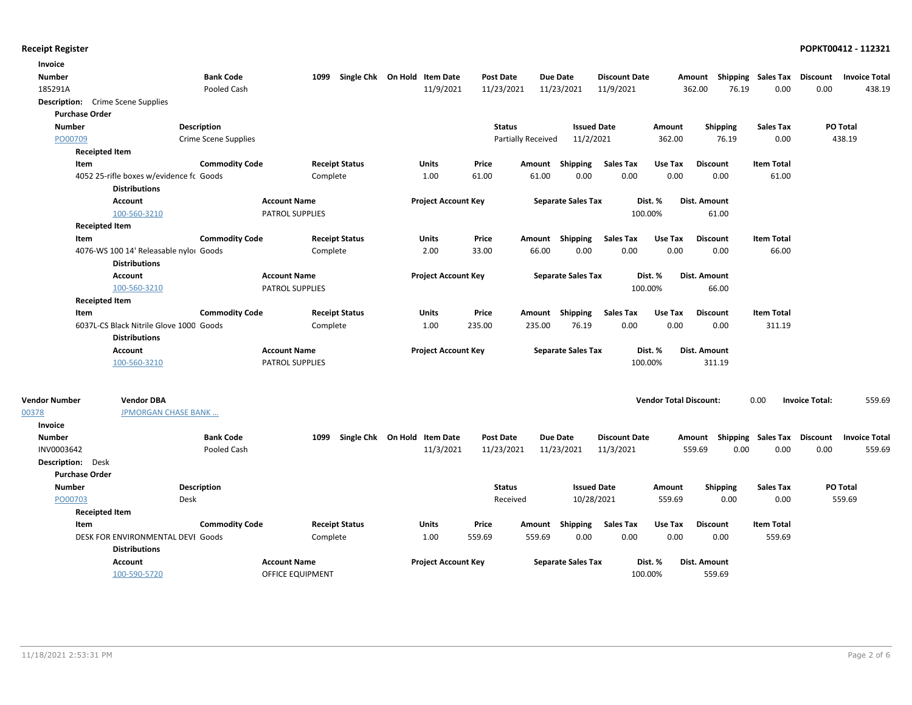**Receipt Register** **POPKT00412 - 112321**

**Invoice**

| Number | Bank Code | 1099 | Single Chk | On Hold | Item Date | Post Date | Due Date | Discount Date | Amount | Shipping | Sales Tax | Discount | Invoice Total |
|---|---|---|---|---|---|---|---|---|---|---|---|---|---|
| 185291A | Pooled Cash | | | | 11/9/2021 | 11/23/2021 | 11/23/2021 | 11/9/2021 | 362.00 | 76.19 | 0.00 | 0.00 | 438.19 |

**Description:** Crime Scene Supplies

**Purchase Order**

| Number | Description | Status | Issued Date | Amount | Shipping | Sales Tax | PO Total |
|---|---|---|---|---|---|---|---|
| PO00709 | Crime Scene Supplies | Partially Received | 11/2/2021 | 362.00 | 76.19 | 0.00 | 438.19 |

**Receipted Item**

| Item | Commodity Code | Receipt Status | Units | Price | Amount | Shipping | Sales Tax | Use Tax | Discount | Item Total |
|---|---|---|---|---|---|---|---|---|---|---|
| 4052 25-rifle boxes w/evidence fc | Goods | Complete | 1.00 | 61.00 | 61.00 | 0.00 | 0.00 | 0.00 | 0.00 | 61.00 |

**Distributions**

| Account | Account Name | Project Account Key | Separate Sales Tax | Dist. % | Dist. Amount |
|---|---|---|---|---|---|
| 100-560-3210 | PATROL SUPPLIES | | | 100.00% | 61.00 |

**Receipted Item**

| Item | Commodity Code | Receipt Status | Units | Price | Amount | Shipping | Sales Tax | Use Tax | Discount | Item Total |
|---|---|---|---|---|---|---|---|---|---|---|
| 4076-WS 100 14' Releasable nylo | Goods | Complete | 2.00 | 33.00 | 66.00 | 0.00 | 0.00 | 0.00 | 0.00 | 66.00 |

**Distributions**

| Account | Account Name | Project Account Key | Separate Sales Tax | Dist. % | Dist. Amount |
|---|---|---|---|---|---|
| 100-560-3210 | PATROL SUPPLIES | | | 100.00% | 66.00 |

**Receipted Item**

| Item | Commodity Code | Receipt Status | Units | Price | Amount | Shipping | Sales Tax | Use Tax | Discount | Item Total |
|---|---|---|---|---|---|---|---|---|---|---|
| 6037L-CS Black Nitrile Glove 1000 | Goods | Complete | 1.00 | 235.00 | 235.00 | 76.19 | 0.00 | 0.00 | 0.00 | 311.19 |

**Distributions**

| Account | Account Name | Project Account Key | Separate Sales Tax | Dist. % | Dist. Amount |
|---|---|---|---|---|---|
| 100-560-3210 | PATROL SUPPLIES | | | 100.00% | 311.19 |

| Vendor Number | Vendor DBA | Vendor Total Discount: | Invoice Total: |
|---|---|---|---|
| 00378 | JPMORGAN CHASE BANK ... | 0.00 | 559.69 |

**Invoice**

| Number | Bank Code | 1099 | Single Chk | On Hold | Item Date | Post Date | Due Date | Discount Date | Amount | Shipping | Sales Tax | Discount | Invoice Total |
|---|---|---|---|---|---|---|---|---|---|---|---|---|---|
| INV0003642 | Pooled Cash | | | | 11/3/2021 | 11/23/2021 | 11/23/2021 | 11/3/2021 | 559.69 | 0.00 | 0.00 | 0.00 | 559.69 |

**Description:** Desk

**Purchase Order**

| Number | Description | Status | Issued Date | Amount | Shipping | Sales Tax | PO Total |
|---|---|---|---|---|---|---|---|
| PO00703 | Desk | Received | 10/28/2021 | 559.69 | 0.00 | 0.00 | 559.69 |

**Receipted Item**

| Item | Commodity Code | Receipt Status | Units | Price | Amount | Shipping | Sales Tax | Use Tax | Discount | Item Total |
|---|---|---|---|---|---|---|---|---|---|---|
| DESK FOR ENVIRONMENTAL DEVI | Goods | Complete | 1.00 | 559.69 | 559.69 | 0.00 | 0.00 | 0.00 | 0.00 | 559.69 |

**Distributions**

| Account | Account Name | Project Account Key | Separate Sales Tax | Dist. % | Dist. Amount |
|---|---|---|---|---|---|
| 100-590-5720 | OFFICE EQUIPMENT | | | 100.00% | 559.69 |

11/18/2021 2:53:31 PM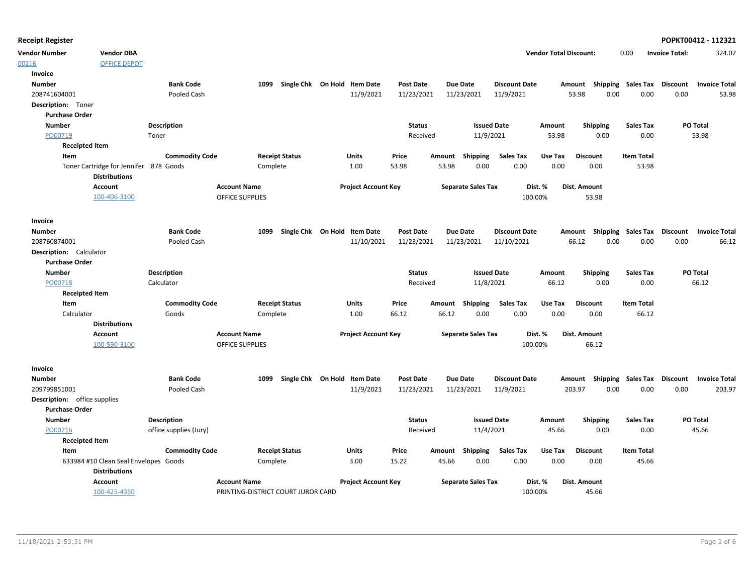**Receipt Register** **POPKT00412 - 112321**

| Vendor Number | Vendor DBA | Vendor Total Discount: | 0.00 | Invoice Total: | 324.07 |
|---|---|---|---|---|---|
| 00216 | OFFICE DEPOT | | | | |

**Invoice**

| Number | Bank Code | 1099 | Single Chk | On Hold | Item Date | Post Date | Due Date | Discount Date | Amount | Shipping | Sales Tax | Discount | Invoice Total |
|---|---|---|---|---|---|---|---|---|---|---|---|---|---|
| 208741604001 | Pooled Cash | | | | 11/9/2021 | 11/23/2021 | 11/23/2021 | 11/9/2021 | 53.98 | 0.00 | 0.00 | 0.00 | 53.98 |

**Description:** Toner

**Purchase Order**

| Number | Description | Status | Issued Date | Amount | Shipping | Sales Tax | PO Total |
|---|---|---|---|---|---|---|---|
| PO00719 | Toner | Received | 11/9/2021 | 53.98 | 0.00 | 0.00 | 53.98 |

**Receipted Item**

| Item | Commodity Code | Receipt Status | Units | Price | Amount | Shipping | Sales Tax | Use Tax | Discount | Item Total |
|---|---|---|---|---|---|---|---|---|---|---|
| Toner Cartridge for Jennifer 878 | Goods | Complete | 1.00 | 53.98 | 53.98 | 0.00 | 0.00 | 0.00 | 0.00 | 53.98 |

**Distributions**

| Account | Account Name | Project Account Key | Separate Sales Tax | Dist. % | Dist. Amount |
|---|---|---|---|---|---|
| 100-406-3100 | OFFICE SUPPLIES | | | 100.00% | 53.98 |

**Invoice**

| Number | Bank Code | 1099 | Single Chk | On Hold | Item Date | Post Date | Due Date | Discount Date | Amount | Shipping | Sales Tax | Discount | Invoice Total |
|---|---|---|---|---|---|---|---|---|---|---|---|---|---|
| 208760874001 | Pooled Cash | | | | 11/10/2021 | 11/23/2021 | 11/23/2021 | 11/10/2021 | 66.12 | 0.00 | 0.00 | 0.00 | 66.12 |

**Description:** Calculator

**Purchase Order**

| Number | Description | Status | Issued Date | Amount | Shipping | Sales Tax | PO Total |
|---|---|---|---|---|---|---|---|
| PO00718 | Calculator | Received | 11/8/2021 | 66.12 | 0.00 | 0.00 | 66.12 |

**Receipted Item**

| Item | Commodity Code | Receipt Status | Units | Price | Amount | Shipping | Sales Tax | Use Tax | Discount | Item Total |
|---|---|---|---|---|---|---|---|---|---|---|
| Calculator | Goods | Complete | 1.00 | 66.12 | 66.12 | 0.00 | 0.00 | 0.00 | 0.00 | 66.12 |

**Distributions**

| Account | Account Name | Project Account Key | Separate Sales Tax | Dist. % | Dist. Amount |
|---|---|---|---|---|---|
| 100-590-3100 | OFFICE SUPPLIES | | | 100.00% | 66.12 |

**Invoice**

| Number | Bank Code | 1099 | Single Chk | On Hold | Item Date | Post Date | Due Date | Discount Date | Amount | Shipping | Sales Tax | Discount | Invoice Total |
|---|---|---|---|---|---|---|---|---|---|---|---|---|---|
| 209799851001 | Pooled Cash | | | | 11/9/2021 | 11/23/2021 | 11/23/2021 | 11/9/2021 | 203.97 | 0.00 | 0.00 | 0.00 | 203.97 |

**Description:** office supplies

**Purchase Order**

| Number | Description | Status | Issued Date | Amount | Shipping | Sales Tax | PO Total |
|---|---|---|---|---|---|---|---|
| PO00716 | office supplies (Jury) | Received | 11/4/2021 | 45.66 | 0.00 | 0.00 | 45.66 |

**Receipted Item**

| Item | Commodity Code | Receipt Status | Units | Price | Amount | Shipping | Sales Tax | Use Tax | Discount | Item Total |
|---|---|---|---|---|---|---|---|---|---|---|
| 633984 #10 Clean Seal Envelopes | Goods | Complete | 3.00 | 15.22 | 45.66 | 0.00 | 0.00 | 0.00 | 0.00 | 45.66 |

**Distributions**

| Account | Account Name | Project Account Key | Separate Sales Tax | Dist. % | Dist. Amount |
|---|---|---|---|---|---|
| 100-425-4350 | PRINTING-DISTRICT COURT JUROR CARD | | | 100.00% | 45.66 |

11/18/2021 2:53:31 PM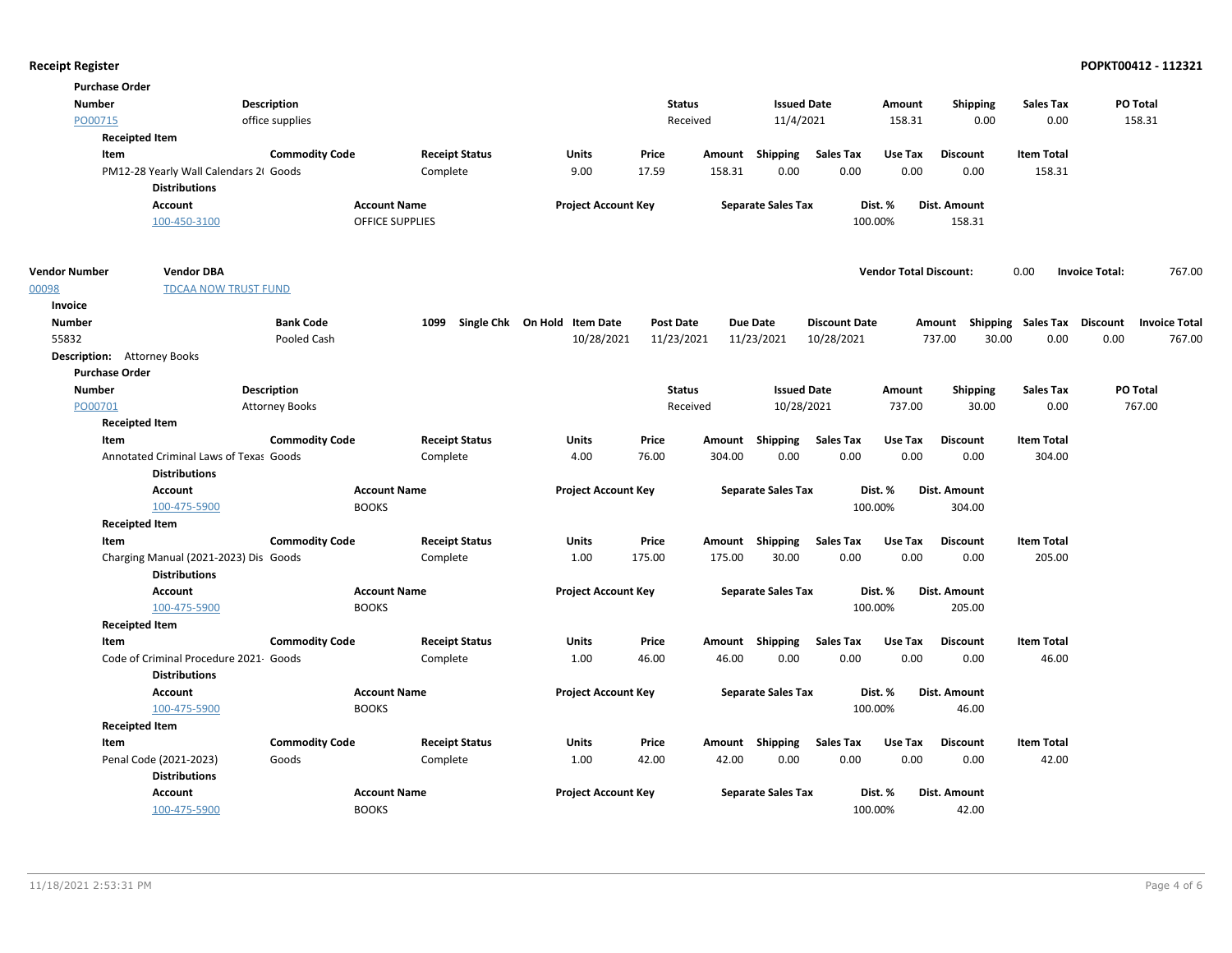**Receipt Register** **POPKT00412 - 112321**

**Purchase Order**

| Number | Description | Status | Issued Date | Amount | Shipping | Sales Tax | PO Total |
|---|---|---|---|---|---|---|---|
| PO00715 | office supplies | Received | 11/4/2021 | 158.31 | 0.00 | 0.00 | 158.31 |

**Receipted Item**

| Item | Commodity Code | Receipt Status | Units | Price | Amount | Shipping | Sales Tax | Use Tax | Discount | Item Total |
|---|---|---|---|---|---|---|---|---|---|---|
| PM12-28 Yearly Wall Calendars 2( | Goods | Complete | 9.00 | 17.59 | 158.31 | 0.00 | 0.00 | 0.00 | 0.00 | 158.31 |

**Distributions**

| Account | Account Name | Project Account Key | Separate Sales Tax | Dist. % | Dist. Amount |
|---|---|---|---|---|---|
| 100-450-3100 | OFFICE SUPPLIES | | | 100.00% | 158.31 |

| Vendor Number | Vendor DBA | Vendor Total Discount: | 0.00 | Invoice Total: | 767.00 |
|---|---|---|---|---|---|
| 00098 | TDCAA NOW TRUST FUND | | | | |

**Invoice**

| Number | Bank Code | 1099 | Single Chk | On Hold | Item Date | Post Date | Due Date | Discount Date | Amount | Shipping | Sales Tax | Discount | Invoice Total |
|---|---|---|---|---|---|---|---|---|---|---|---|---|---|
| 55832 | Pooled Cash | | | | 10/28/2021 | 11/23/2021 | 11/23/2021 | 10/28/2021 | 737.00 | 30.00 | 0.00 | 0.00 | 767.00 |

**Description:** Attorney Books

**Purchase Order**

| Number | Description | Status | Issued Date | Amount | Shipping | Sales Tax | PO Total |
|---|---|---|---|---|---|---|---|
| PO00701 | Attorney Books | Received | 10/28/2021 | 737.00 | 30.00 | 0.00 | 767.00 |

**Receipted Item**

| Item | Commodity Code | Receipt Status | Units | Price | Amount | Shipping | Sales Tax | Use Tax | Discount | Item Total |
|---|---|---|---|---|---|---|---|---|---|---|
| Annotated Criminal Laws of Texas | Goods | Complete | 4.00 | 76.00 | 304.00 | 0.00 | 0.00 | 0.00 | 0.00 | 304.00 |

**Distributions**

| Account | Account Name | Project Account Key | Separate Sales Tax | Dist. % | Dist. Amount |
|---|---|---|---|---|---|
| 100-475-5900 | BOOKS | | | 100.00% | 304.00 |

**Receipted Item**

| Item | Commodity Code | Receipt Status | Units | Price | Amount | Shipping | Sales Tax | Use Tax | Discount | Item Total |
|---|---|---|---|---|---|---|---|---|---|---|
| Charging Manual (2021-2023) Dis | Goods | Complete | 1.00 | 175.00 | 175.00 | 30.00 | 0.00 | 0.00 | 0.00 | 205.00 |

**Distributions**

| Account | Account Name | Project Account Key | Separate Sales Tax | Dist. % | Dist. Amount |
|---|---|---|---|---|---|
| 100-475-5900 | BOOKS | | | 100.00% | 205.00 |

**Receipted Item**

| Item | Commodity Code | Receipt Status | Units | Price | Amount | Shipping | Sales Tax | Use Tax | Discount | Item Total |
|---|---|---|---|---|---|---|---|---|---|---|
| Code of Criminal Procedure 2021- | Goods | Complete | 1.00 | 46.00 | 46.00 | 0.00 | 0.00 | 0.00 | 0.00 | 46.00 |

**Distributions**

| Account | Account Name | Project Account Key | Separate Sales Tax | Dist. % | Dist. Amount |
|---|---|---|---|---|---|
| 100-475-5900 | BOOKS | | | 100.00% | 46.00 |

**Receipted Item**

| Item | Commodity Code | Receipt Status | Units | Price | Amount | Shipping | Sales Tax | Use Tax | Discount | Item Total |
|---|---|---|---|---|---|---|---|---|---|---|
| Penal Code (2021-2023) | Goods | Complete | 1.00 | 42.00 | 42.00 | 0.00 | 0.00 | 0.00 | 0.00 | 42.00 |

**Distributions**

| Account | Account Name | Project Account Key | Separate Sales Tax | Dist. % | Dist. Amount |
|---|---|---|---|---|---|
| 100-475-5900 | BOOKS | | | 100.00% | 42.00 |

11/18/2021 2:53:31 PM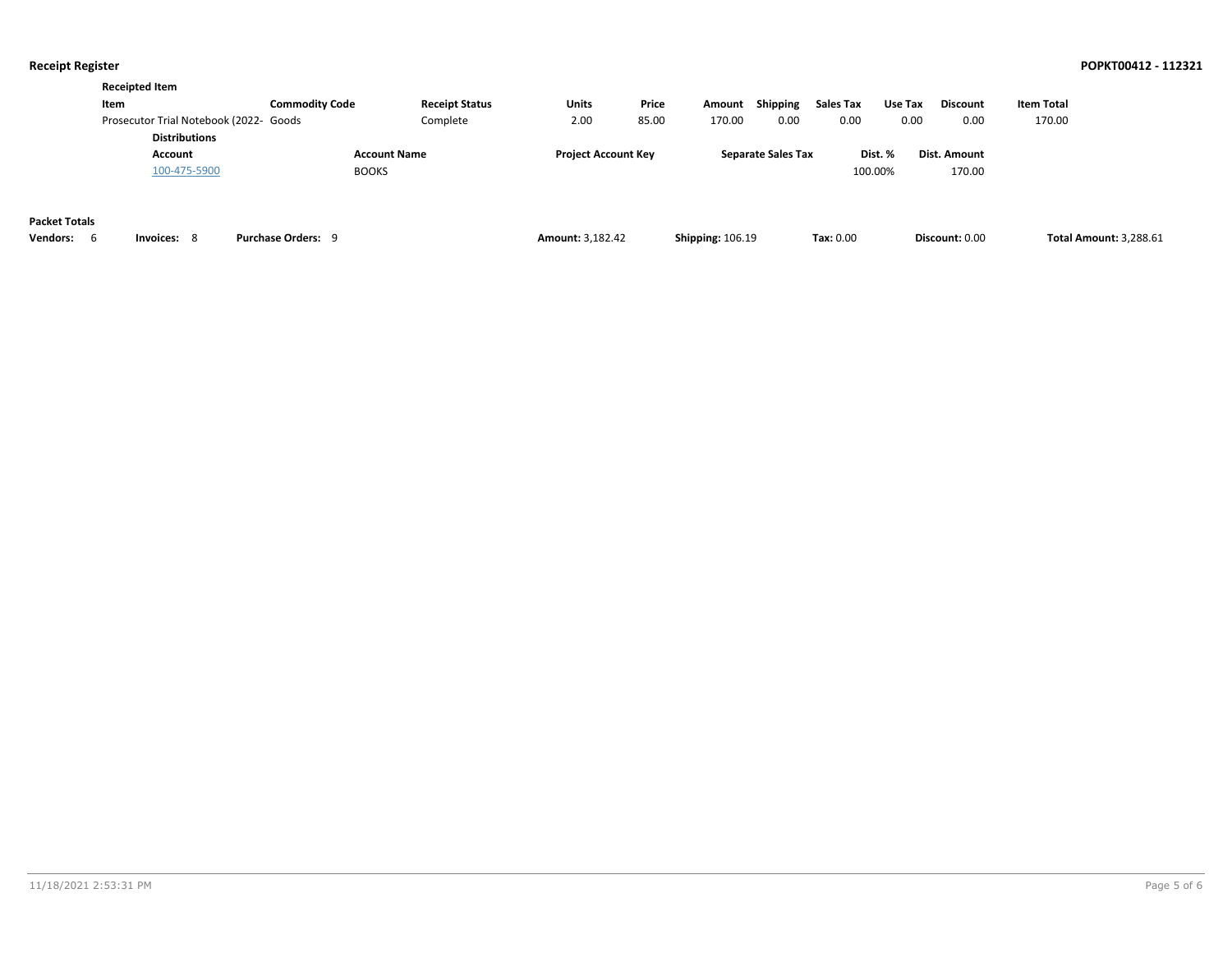**Receipt Register** **POPKT00412 - 112321**

**Receipted Item**

| Item | Commodity Code | Receipt Status | Units | Price | Amount | Shipping | Sales Tax | Use Tax | Discount | Item Total |
|---|---|---|---|---|---|---|---|---|---|---|
| Prosecutor Trial Notebook (2022- | Goods | Complete | 2.00 | 85.00 | 170.00 | 0.00 | 0.00 | 0.00 | 0.00 | 170.00 |

**Distributions**

| Account | Account Name | Project Account Key | Separate Sales Tax | Dist. % | Dist. Amount |
|---|---|---|---|---|---|
| 100-475-5900 | BOOKS | | | 100.00% | 170.00 |

**Packet Totals**

| Vendors: | Invoices: | Purchase Orders: | Amount: | Shipping: | Tax: | Discount: | Total Amount: |
|---|---|---|---|---|---|---|---|
| 6 | 8 | 9 | 3,182.42 | 106.19 | 0.00 | 0.00 | 3,288.61 |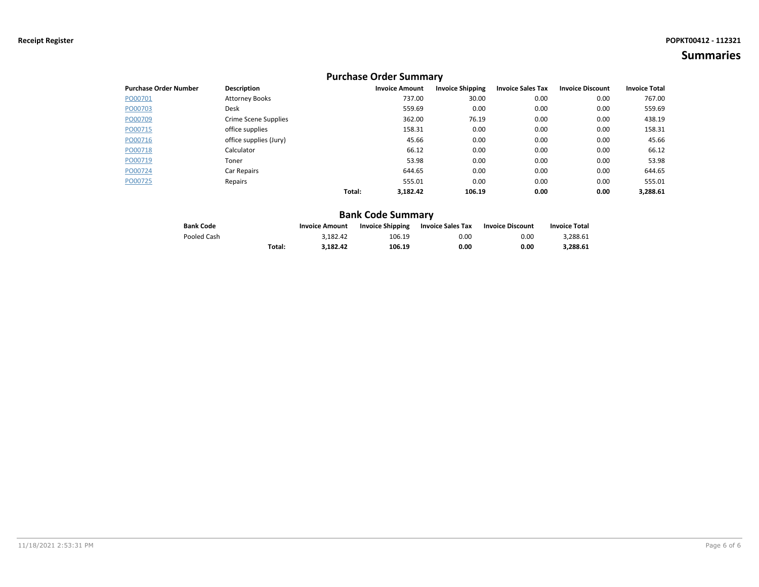**Receipt Register** **POPKT00412 - 112321**

# Summaries

## Purchase Order Summary

| Purchase Order Number | Description | | Invoice Amount | Invoice Shipping | Invoice Sales Tax | Invoice Discount | Invoice Total |
|---|---|---|---|---|---|---|---|
| PO00701 | Attorney Books | | 737.00 | 30.00 | 0.00 | 0.00 | 767.00 |
| PO00703 | Desk | | 559.69 | 0.00 | 0.00 | 0.00 | 559.69 |
| PO00709 | Crime Scene Supplies | | 362.00 | 76.19 | 0.00 | 0.00 | 438.19 |
| PO00715 | office supplies | | 158.31 | 0.00 | 0.00 | 0.00 | 158.31 |
| PO00716 | office supplies (Jury) | | 45.66 | 0.00 | 0.00 | 0.00 | 45.66 |
| PO00718 | Calculator | | 66.12 | 0.00 | 0.00 | 0.00 | 66.12 |
| PO00719 | Toner | | 53.98 | 0.00 | 0.00 | 0.00 | 53.98 |
| PO00724 | Car Repairs | | 644.65 | 0.00 | 0.00 | 0.00 | 644.65 |
| PO00725 | Repairs | | 555.01 | 0.00 | 0.00 | 0.00 | 555.01 |
| | | **Total:** | **3,182.42** | **106.19** | **0.00** | **0.00** | **3,288.61** |

## Bank Code Summary

| Bank Code | | Invoice Amount | Invoice Shipping | Invoice Sales Tax | Invoice Discount | Invoice Total |
|---|---|---|---|---|---|---|
| Pooled Cash | | 3,182.42 | 106.19 | 0.00 | 0.00 | 3,288.61 |
| | **Total:** | **3,182.42** | **106.19** | **0.00** | **0.00** | **3,288.61** |

11/18/2021 2:53:31 PM